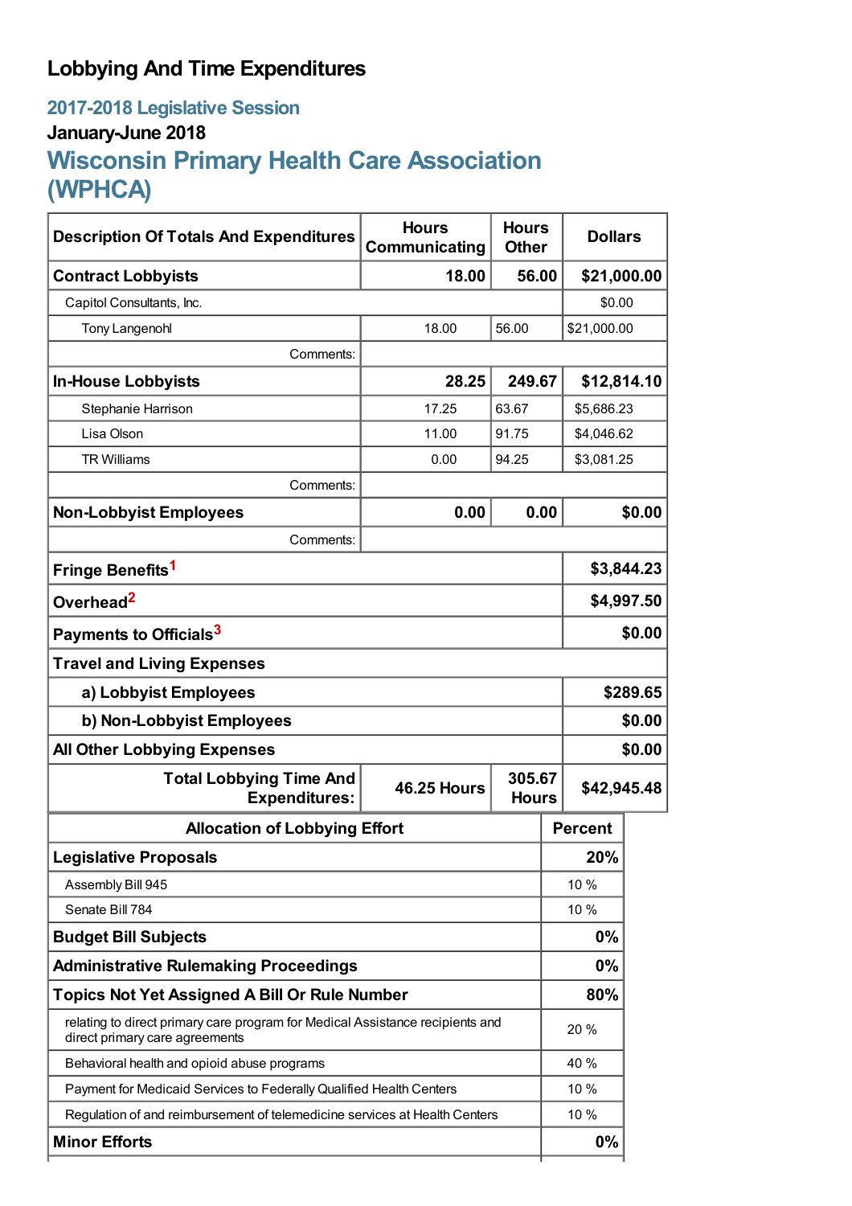# Lobbying And Time Expenditures

## 2017-2018 Legislative Session

### January-June 2018

## Wisconsin Primary Health Care Association (WPHCA)

| Description Of Totals And Expenditures | Hours Communicating | Hours Other | Dollars |
|---|---|---|---|
| **Contract Lobbyists** | **18.00** | **56.00** | **$21,000.00** |
| Capitol Consultants, Inc. | | | $0.00 |
| Tony Langenohl | 18.00 | 56.00 | $21,000.00 |
| Comments: | | | |
| **In-House Lobbyists** | **28.25** | **249.67** | **$12,814.10** |
| Stephanie Harrison | 17.25 | 63.67 | $5,686.23 |
| Lisa Olson | 11.00 | 91.75 | $4,046.62 |
| TR Williams | 0.00 | 94.25 | $3,081.25 |
| Comments: | | | |
| **Non-Lobbyist Employees** | **0.00** | **0.00** | **$0.00** |
| Comments: | | | |
| **Fringe Benefits**[1] | | | **$3,844.23** |
| **Overhead**[2] | | | **$4,997.50** |
| **Payments to Officials**[3] | | | **$0.00** |
| **Travel and Living Expenses** | | | |
| **a) Lobbyist Employees** | | | **$289.65** |
| **b) Non-Lobbyist Employees** | | | **$0.00** |
| **All Other Lobbying Expenses** | | | **$0.00** |
| **Total Lobbying Time And Expenditures:** | **46.25 Hours** | **305.67 Hours** | **$42,945.48** |

| Allocation of Lobbying Effort | Percent |
|---|---|
| **Legislative Proposals** | **20%** |
| Assembly Bill 945 | 10 % |
| Senate Bill 784 | 10 % |
| **Budget Bill Subjects** | **0%** |
| **Administrative Rulemaking Proceedings** | **0%** |
| **Topics Not Yet Assigned A Bill Or Rule Number** | **80%** |
| relating to direct primary care program for Medical Assistance recipients and direct primary care agreements | 20 % |
| Behavioral health and opioid abuse programs | 40 % |
| Payment for Medicaid Services to Federally Qualified Health Centers | 10 % |
| Regulation of and reimbursement of telemedicine services at Health Centers | 10 % |
| **Minor Efforts** | **0%** |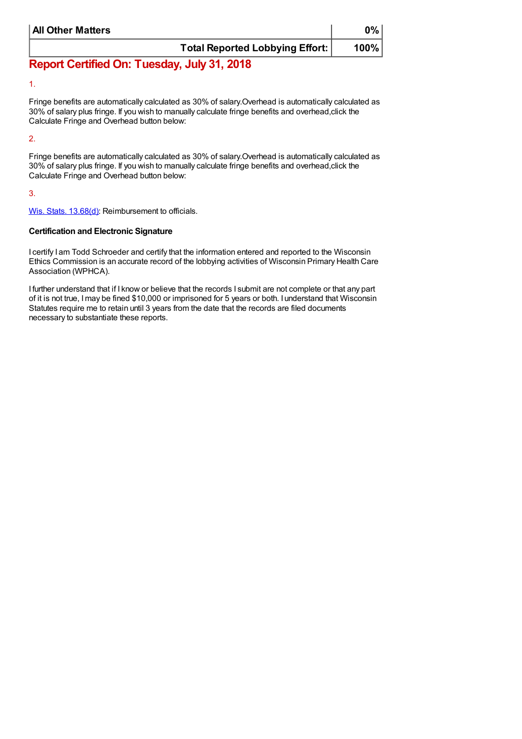| | |
|---|---|
| **All Other Matters** | **0%** |
| **Total Reported Lobbying Effort:** | **100%** |

## Report Certified On: Tuesday, July 31, 2018

1.

Fringe benefits are automatically calculated as 30% of salary.Overhead is automatically calculated as 30% of salary plus fringe. If you wish to manually calculate fringe benefits and overhead,click the Calculate Fringe and Overhead button below:

2.

Fringe benefits are automatically calculated as 30% of salary.Overhead is automatically calculated as 30% of salary plus fringe. If you wish to manually calculate fringe benefits and overhead,click the Calculate Fringe and Overhead button below:

3.

Wis. Stats. 13.68(d): Reimbursement to officials.

**Certification and Electronic Signature**

I certify I am Todd Schroeder and certify that the information entered and reported to the Wisconsin Ethics Commission is an accurate record of the lobbying activities of Wisconsin Primary Health Care Association (WPHCA).

I further understand that if I know or believe that the records I submit are not complete or that any part of it is not true, I may be fined $10,000 or imprisoned for 5 years or both. I understand that Wisconsin Statutes require me to retain until 3 years from the date that the records are filed documents necessary to substantiate these reports.